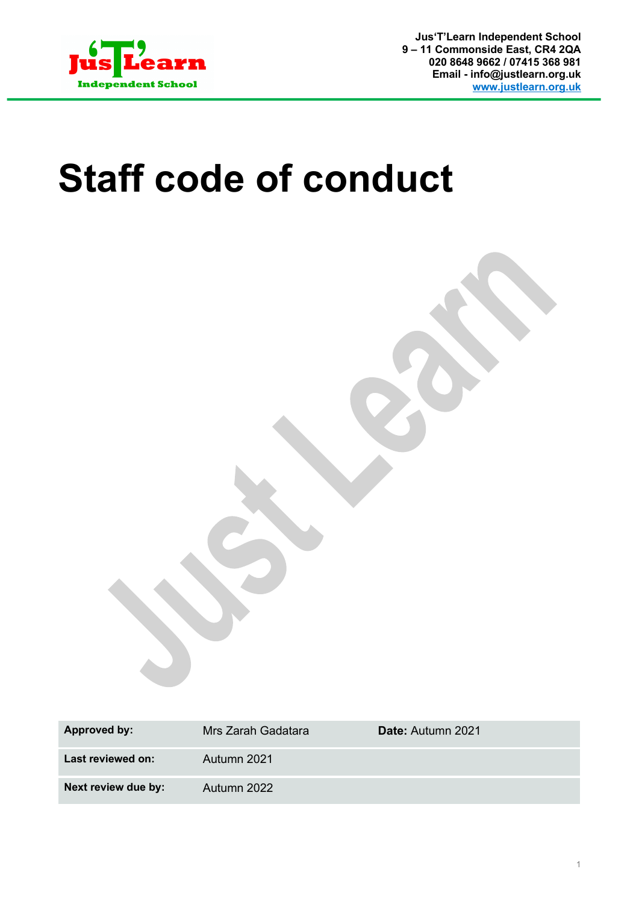Jus'T'Learn Independent School
9 – 11 Commonside East, CR4 2QA
020 8648 9662 / 07415 368 981
Email - info@justlearn.org.uk
www.justlearn.org.uk

# Staff code of conduct

| Approved by: | Mrs Zarah Gadatara | Date: Autumn 2021 |
|---|---|---|
| Last reviewed on: | Autumn 2021 | |
| Next review due by: | Autumn 2022 | |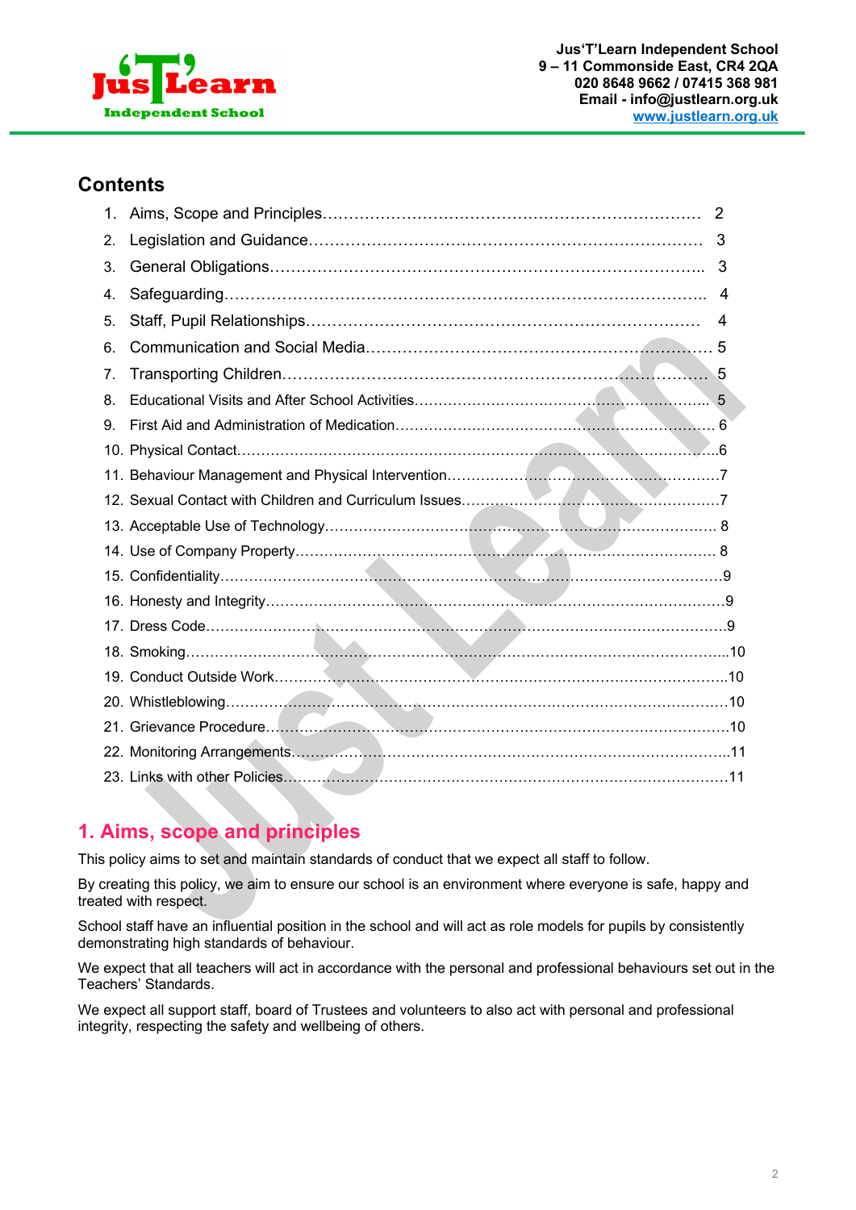## Contents

1. Aims, Scope and Principles ........ 2
2. Legislation and Guidance ........ 3
3. General Obligations ........ 3
4. Safeguarding ........ 4
5. Staff, Pupil Relationships ........ 4
6. Communication and Social Media ........ 5
7. Transporting Children ........ 5
8. Educational Visits and After School Activities ........ 5
9. First Aid and Administration of Medication ........ 6
10. Physical Contact ........ 6
11. Behaviour Management and Physical Intervention ........ 7
12. Sexual Contact with Children and Curriculum Issues ........ 7
13. Acceptable Use of Technology ........ 8
14. Use of Company Property ........ 8
15. Confidentiality ........ 9
16. Honesty and Integrity ........ 9
17. Dress Code ........ 9
18. Smoking ........ 10
19. Conduct Outside Work ........ 10
20. Whistleblowing ........ 10
21. Grievance Procedure ........ 10
22. Monitoring Arrangements ........ 11
23. Links with other Policies ........ 11

## 1. Aims, scope and principles

This policy aims to set and maintain standards of conduct that we expect all staff to follow.

By creating this policy, we aim to ensure our school is an environment where everyone is safe, happy and treated with respect.

School staff have an influential position in the school and will act as role models for pupils by consistently demonstrating high standards of behaviour.

We expect that all teachers will act in accordance with the personal and professional behaviours set out in the Teachers' Standards.

We expect all support staff, board of Trustees and volunteers to also act with personal and professional integrity, respecting the safety and wellbeing of others.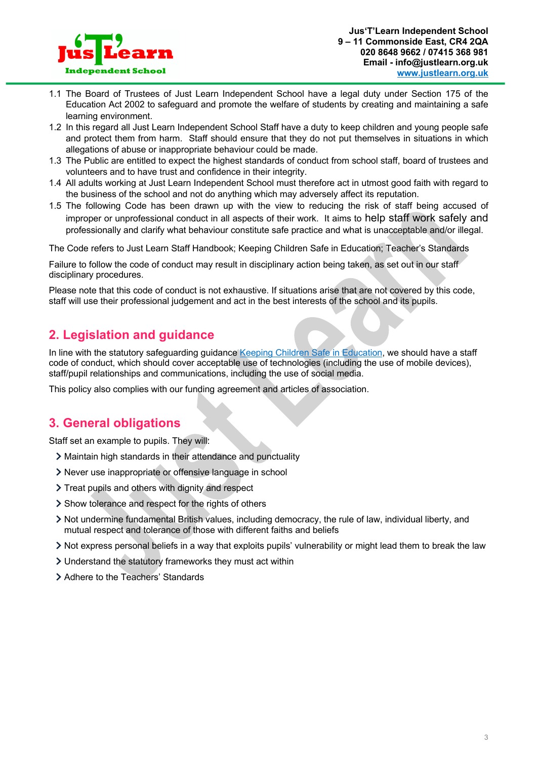1.1 The Board of Trustees of Just Learn Independent School have a legal duty under Section 175 of the Education Act 2002 to safeguard and promote the welfare of students by creating and maintaining a safe learning environment.

1.2 In this regard all Just Learn Independent School Staff have a duty to keep children and young people safe and protect them from harm. Staff should ensure that they do not put themselves in situations in which allegations of abuse or inappropriate behaviour could be made.

1.3 The Public are entitled to expect the highest standards of conduct from school staff, board of trustees and volunteers and to have trust and confidence in their integrity.

1.4 All adults working at Just Learn Independent School must therefore act in utmost good faith with regard to the business of the school and not do anything which may adversely affect its reputation.

1.5 The following Code has been drawn up with the view to reducing the risk of staff being accused of improper or unprofessional conduct in all aspects of their work. It aims to help staff work safely and professionally and clarify what behaviour constitute safe practice and what is unacceptable and/or illegal.

The Code refers to Just Learn Staff Handbook; Keeping Children Safe in Education; Teacher's Standards

Failure to follow the code of conduct may result in disciplinary action being taken, as set out in our staff disciplinary procedures.

Please note that this code of conduct is not exhaustive. If situations arise that are not covered by this code, staff will use their professional judgement and act in the best interests of the school and its pupils.

## 2. Legislation and guidance

In line with the statutory safeguarding guidance Keeping Children Safe in Education, we should have a staff code of conduct, which should cover acceptable use of technologies (including the use of mobile devices), staff/pupil relationships and communications, including the use of social media.

This policy also complies with our funding agreement and articles of association.

## 3. General obligations

Staff set an example to pupils. They will:

- Maintain high standards in their attendance and punctuality
- Never use inappropriate or offensive language in school
- Treat pupils and others with dignity and respect
- Show tolerance and respect for the rights of others
- Not undermine fundamental British values, including democracy, the rule of law, individual liberty, and mutual respect and tolerance of those with different faiths and beliefs
- Not express personal beliefs in a way that exploits pupils' vulnerability or might lead them to break the law
- Understand the statutory frameworks they must act within
- Adhere to the Teachers' Standards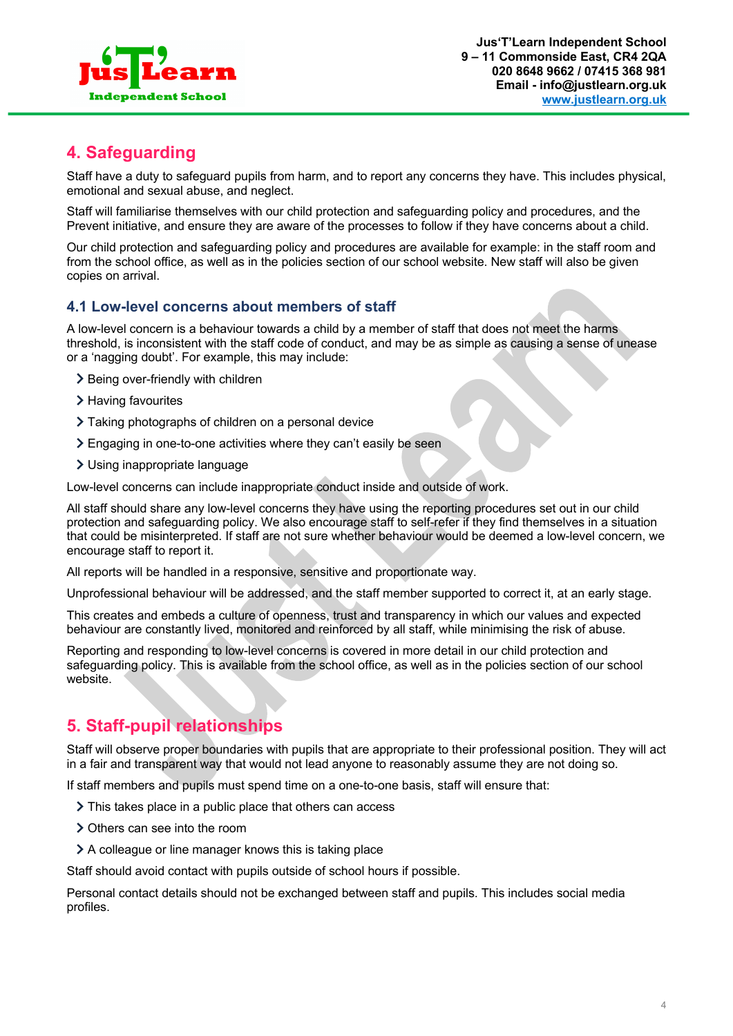## 4. Safeguarding

Staff have a duty to safeguard pupils from harm, and to report any concerns they have. This includes physical, emotional and sexual abuse, and neglect.

Staff will familiarise themselves with our child protection and safeguarding policy and procedures, and the Prevent initiative, and ensure they are aware of the processes to follow if they have concerns about a child.

Our child protection and safeguarding policy and procedures are available for example: in the staff room and from the school office, as well as in the policies section of our school website. New staff will also be given copies on arrival.

### 4.1 Low-level concerns about members of staff

A low-level concern is a behaviour towards a child by a member of staff that does not meet the harms threshold, is inconsistent with the staff code of conduct, and may be as simple as causing a sense of unease or a 'nagging doubt'. For example, this may include:

- Being over-friendly with children
- Having favourites
- Taking photographs of children on a personal device
- Engaging in one-to-one activities where they can't easily be seen
- Using inappropriate language

Low-level concerns can include inappropriate conduct inside and outside of work.

All staff should share any low-level concerns they have using the reporting procedures set out in our child protection and safeguarding policy. We also encourage staff to self-refer if they find themselves in a situation that could be misinterpreted. If staff are not sure whether behaviour would be deemed a low-level concern, we encourage staff to report it.

All reports will be handled in a responsive, sensitive and proportionate way.

Unprofessional behaviour will be addressed, and the staff member supported to correct it, at an early stage.

This creates and embeds a culture of openness, trust and transparency in which our values and expected behaviour are constantly lived, monitored and reinforced by all staff, while minimising the risk of abuse.

Reporting and responding to low-level concerns is covered in more detail in our child protection and safeguarding policy. This is available from the school office, as well as in the policies section of our school website.

## 5. Staff-pupil relationships

Staff will observe proper boundaries with pupils that are appropriate to their professional position. They will act in a fair and transparent way that would not lead anyone to reasonably assume they are not doing so.

If staff members and pupils must spend time on a one-to-one basis, staff will ensure that:

- This takes place in a public place that others can access
- Others can see into the room
- A colleague or line manager knows this is taking place

Staff should avoid contact with pupils outside of school hours if possible.

Personal contact details should not be exchanged between staff and pupils. This includes social media profiles.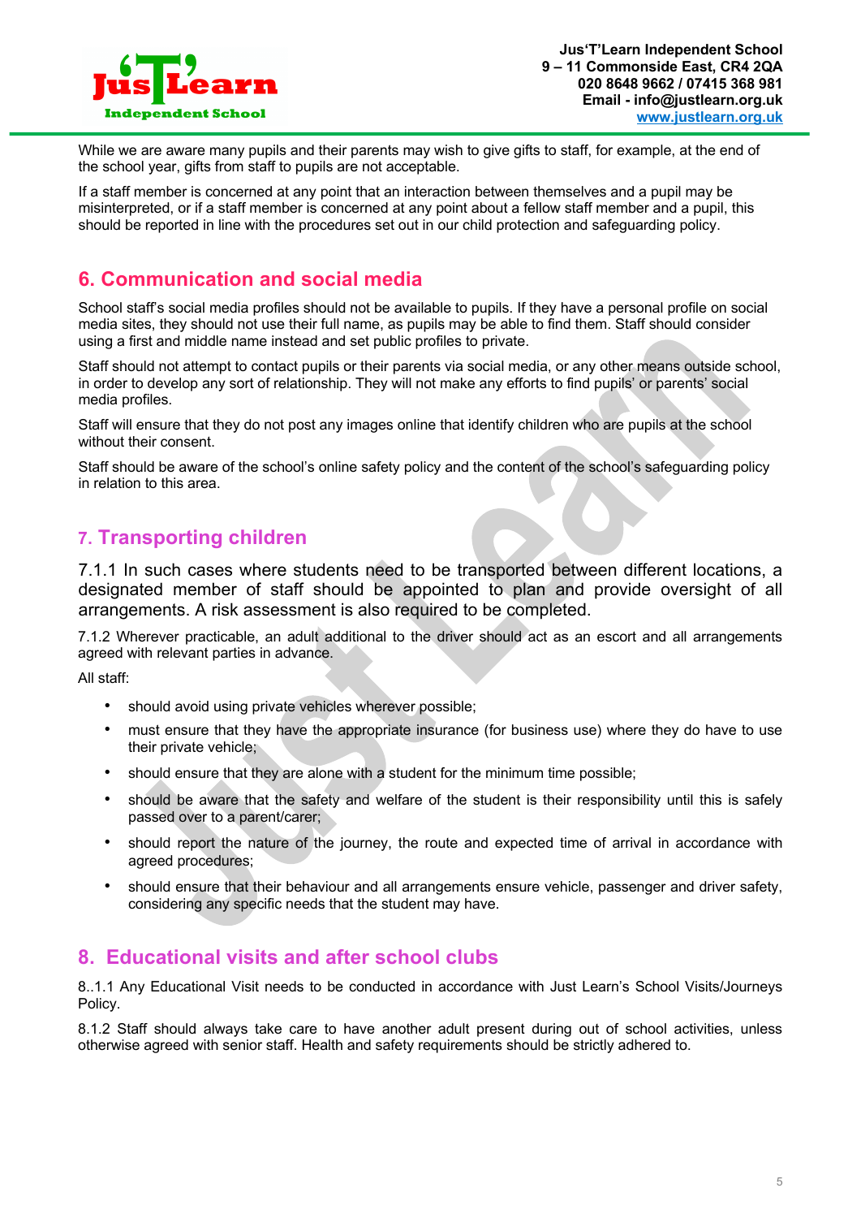While we are aware many pupils and their parents may wish to give gifts to staff, for example, at the end of the school year, gifts from staff to pupils are not acceptable.

If a staff member is concerned at any point that an interaction between themselves and a pupil may be misinterpreted, or if a staff member is concerned at any point about a fellow staff member and a pupil, this should be reported in line with the procedures set out in our child protection and safeguarding policy.

## 6. Communication and social media

School staff's social media profiles should not be available to pupils. If they have a personal profile on social media sites, they should not use their full name, as pupils may be able to find them. Staff should consider using a first and middle name instead and set public profiles to private.

Staff should not attempt to contact pupils or their parents via social media, or any other means outside school, in order to develop any sort of relationship. They will not make any efforts to find pupils' or parents' social media profiles.

Staff will ensure that they do not post any images online that identify children who are pupils at the school without their consent.

Staff should be aware of the school's online safety policy and the content of the school's safeguarding policy in relation to this area.

## 7. Transporting children

7.1.1 In such cases where students need to be transported between different locations, a designated member of staff should be appointed to plan and provide oversight of all arrangements. A risk assessment is also required to be completed.

7.1.2 Wherever practicable, an adult additional to the driver should act as an escort and all arrangements agreed with relevant parties in advance.

All staff:

- should avoid using private vehicles wherever possible;
- must ensure that they have the appropriate insurance (for business use) where they do have to use their private vehicle;
- should ensure that they are alone with a student for the minimum time possible;
- should be aware that the safety and welfare of the student is their responsibility until this is safely passed over to a parent/carer;
- should report the nature of the journey, the route and expected time of arrival in accordance with agreed procedures;
- should ensure that their behaviour and all arrangements ensure vehicle, passenger and driver safety, considering any specific needs that the student may have.

## 8. Educational visits and after school clubs

8..1.1 Any Educational Visit needs to be conducted in accordance with Just Learn's School Visits/Journeys Policy.

8.1.2 Staff should always take care to have another adult present during out of school activities, unless otherwise agreed with senior staff. Health and safety requirements should be strictly adhered to.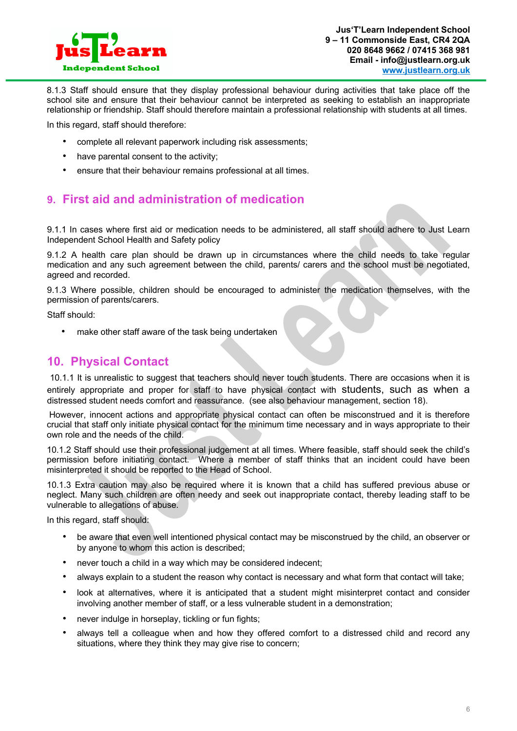8.1.3 Staff should ensure that they display professional behaviour during activities that take place off the school site and ensure that their behaviour cannot be interpreted as seeking to establish an inappropriate relationship or friendship. Staff should therefore maintain a professional relationship with students at all times.

In this regard, staff should therefore:

- complete all relevant paperwork including risk assessments;
- have parental consent to the activity;
- ensure that their behaviour remains professional at all times.

## 9. First aid and administration of medication

9.1.1 In cases where first aid or medication needs to be administered, all staff should adhere to Just Learn Independent School Health and Safety policy

9.1.2 A health care plan should be drawn up in circumstances where the child needs to take regular medication and any such agreement between the child, parents/ carers and the school must be negotiated, agreed and recorded.

9.1.3 Where possible, children should be encouraged to administer the medication themselves, with the permission of parents/carers.

Staff should:

- make other staff aware of the task being undertaken

## 10. Physical Contact

10.1.1 It is unrealistic to suggest that teachers should never touch students. There are occasions when it is entirely appropriate and proper for staff to have physical contact with students, such as when a distressed student needs comfort and reassurance. (see also behaviour management, section 18).

However, innocent actions and appropriate physical contact can often be misconstrued and it is therefore crucial that staff only initiate physical contact for the minimum time necessary and in ways appropriate to their own role and the needs of the child.

10.1.2 Staff should use their professional judgement at all times. Where feasible, staff should seek the child's permission before initiating contact. Where a member of staff thinks that an incident could have been misinterpreted it should be reported to the Head of School.

10.1.3 Extra caution may also be required where it is known that a child has suffered previous abuse or neglect. Many such children are often needy and seek out inappropriate contact, thereby leading staff to be vulnerable to allegations of abuse.

In this regard, staff should:

- be aware that even well intentioned physical contact may be misconstrued by the child, an observer or by anyone to whom this action is described;
- never touch a child in a way which may be considered indecent;
- always explain to a student the reason why contact is necessary and what form that contact will take;
- look at alternatives, where it is anticipated that a student might misinterpret contact and consider involving another member of staff, or a less vulnerable student in a demonstration;
- never indulge in horseplay, tickling or fun fights;
- always tell a colleague when and how they offered comfort to a distressed child and record any situations, where they think they may give rise to concern;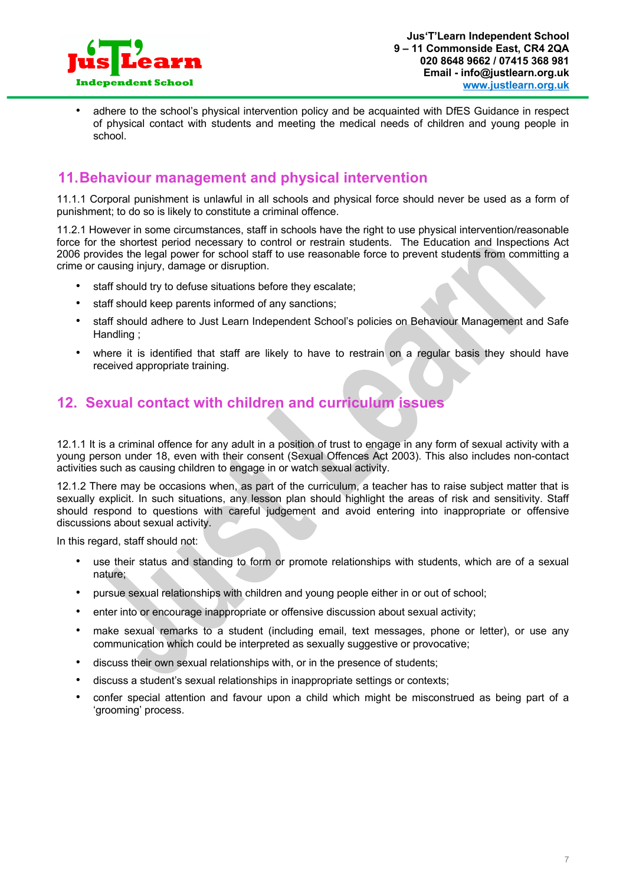- adhere to the school's physical intervention policy and be acquainted with DfES Guidance in respect of physical contact with students and meeting the medical needs of children and young people in school.

## 11. Behaviour management and physical intervention

11.1.1 Corporal punishment is unlawful in all schools and physical force should never be used as a form of punishment; to do so is likely to constitute a criminal offence.

11.2.1 However in some circumstances, staff in schools have the right to use physical intervention/reasonable force for the shortest period necessary to control or restrain students. The Education and Inspections Act 2006 provides the legal power for school staff to use reasonable force to prevent students from committing a crime or causing injury, damage or disruption.

- staff should try to defuse situations before they escalate;
- staff should keep parents informed of any sanctions;
- staff should adhere to Just Learn Independent School's policies on Behaviour Management and Safe Handling ;
- where it is identified that staff are likely to have to restrain on a regular basis they should have received appropriate training.

## 12. Sexual contact with children and curriculum issues

12.1.1 It is a criminal offence for any adult in a position of trust to engage in any form of sexual activity with a young person under 18, even with their consent (Sexual Offences Act 2003). This also includes non-contact activities such as causing children to engage in or watch sexual activity.

12.1.2 There may be occasions when, as part of the curriculum, a teacher has to raise subject matter that is sexually explicit. In such situations, any lesson plan should highlight the areas of risk and sensitivity. Staff should respond to questions with careful judgement and avoid entering into inappropriate or offensive discussions about sexual activity.

In this regard, staff should not:

- use their status and standing to form or promote relationships with students, which are of a sexual nature;
- pursue sexual relationships with children and young people either in or out of school;
- enter into or encourage inappropriate or offensive discussion about sexual activity;
- make sexual remarks to a student (including email, text messages, phone or letter), or use any communication which could be interpreted as sexually suggestive or provocative;
- discuss their own sexual relationships with, or in the presence of students;
- discuss a student's sexual relationships in inappropriate settings or contexts;
- confer special attention and favour upon a child which might be misconstrued as being part of a 'grooming' process.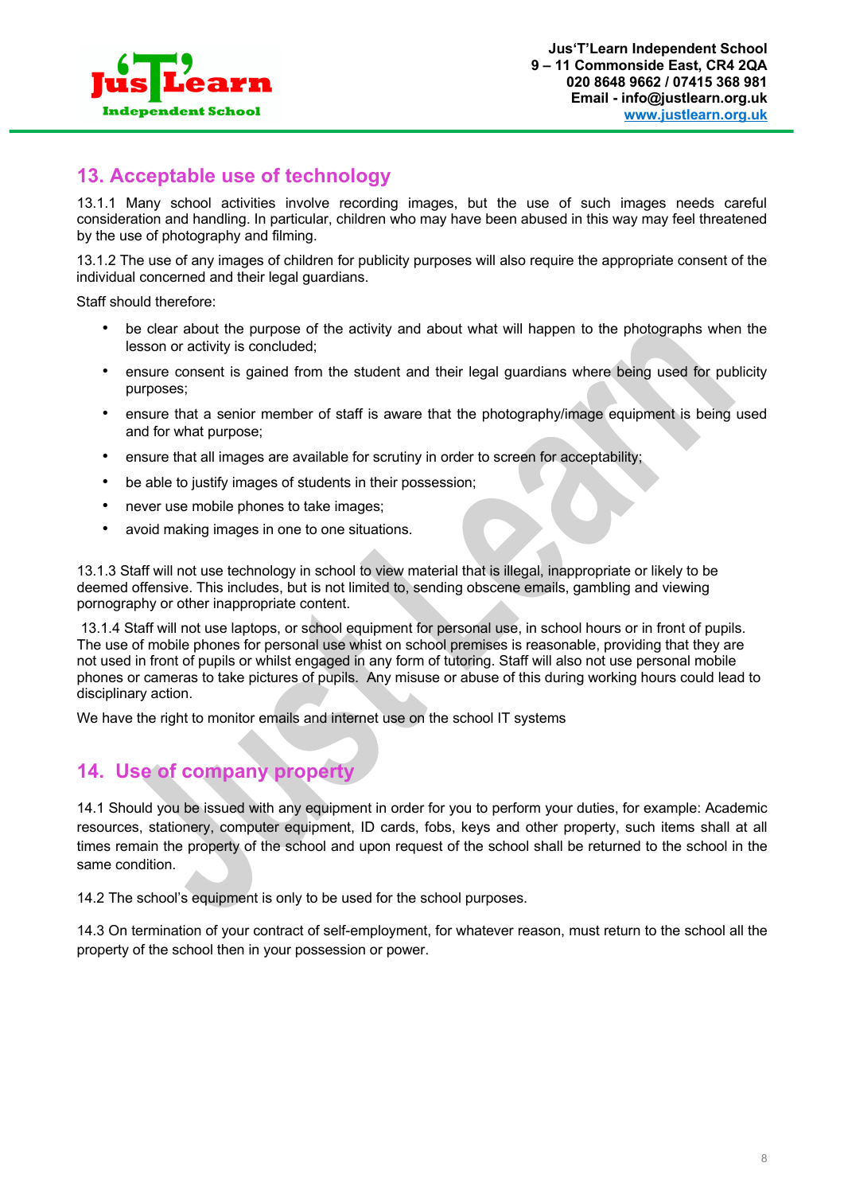## 13. Acceptable use of technology

13.1.1 Many school activities involve recording images, but the use of such images needs careful consideration and handling. In particular, children who may have been abused in this way may feel threatened by the use of photography and filming.

13.1.2 The use of any images of children for publicity purposes will also require the appropriate consent of the individual concerned and their legal guardians.

Staff should therefore:

- be clear about the purpose of the activity and about what will happen to the photographs when the lesson or activity is concluded;
- ensure consent is gained from the student and their legal guardians where being used for publicity purposes;
- ensure that a senior member of staff is aware that the photography/image equipment is being used and for what purpose;
- ensure that all images are available for scrutiny in order to screen for acceptability;
- be able to justify images of students in their possession;
- never use mobile phones to take images;
- avoid making images in one to one situations.

13.1.3 Staff will not use technology in school to view material that is illegal, inappropriate or likely to be deemed offensive. This includes, but is not limited to, sending obscene emails, gambling and viewing pornography or other inappropriate content.

13.1.4 Staff will not use laptops, or school equipment for personal use, in school hours or in front of pupils. The use of mobile phones for personal use whist on school premises is reasonable, providing that they are not used in front of pupils or whilst engaged in any form of tutoring. Staff will also not use personal mobile phones or cameras to take pictures of pupils. Any misuse or abuse of this during working hours could lead to disciplinary action.

We have the right to monitor emails and internet use on the school IT systems

## 14. Use of company property

14.1 Should you be issued with any equipment in order for you to perform your duties, for example: Academic resources, stationery, computer equipment, ID cards, fobs, keys and other property, such items shall at all times remain the property of the school and upon request of the school shall be returned to the school in the same condition.

14.2 The school's equipment is only to be used for the school purposes.

14.3 On termination of your contract of self-employment, for whatever reason, must return to the school all the property of the school then in your possession or power.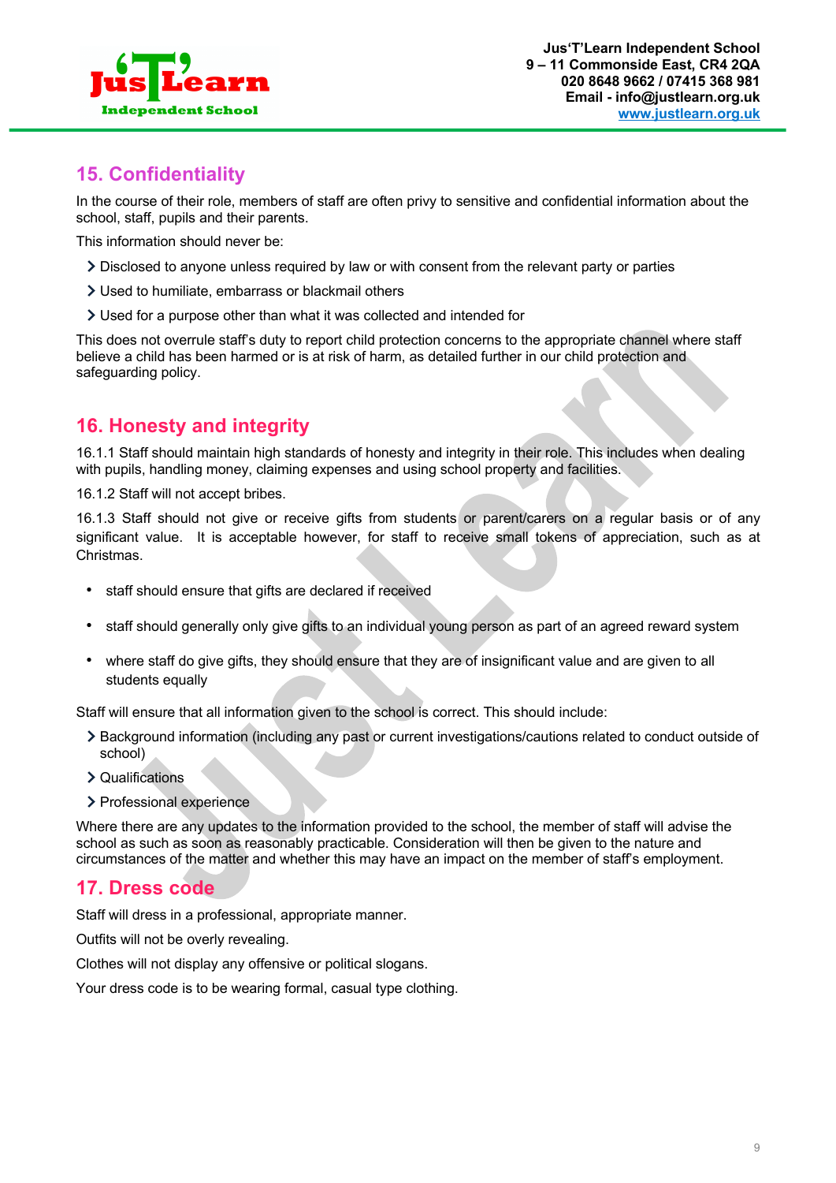## 15. Confidentiality

In the course of their role, members of staff are often privy to sensitive and confidential information about the school, staff, pupils and their parents.

This information should never be:

- Disclosed to anyone unless required by law or with consent from the relevant party or parties
- Used to humiliate, embarrass or blackmail others
- Used for a purpose other than what it was collected and intended for

This does not overrule staff's duty to report child protection concerns to the appropriate channel where staff believe a child has been harmed or is at risk of harm, as detailed further in our child protection and safeguarding policy.

## 16. Honesty and integrity

16.1.1 Staff should maintain high standards of honesty and integrity in their role. This includes when dealing with pupils, handling money, claiming expenses and using school property and facilities.

16.1.2 Staff will not accept bribes.

16.1.3 Staff should not give or receive gifts from students or parent/carers on a regular basis or of any significant value. It is acceptable however, for staff to receive small tokens of appreciation, such as at Christmas.

- staff should ensure that gifts are declared if received
- staff should generally only give gifts to an individual young person as part of an agreed reward system
- where staff do give gifts, they should ensure that they are of insignificant value and are given to all students equally

Staff will ensure that all information given to the school is correct. This should include:

- Background information (including any past or current investigations/cautions related to conduct outside of school)
- Qualifications
- Professional experience

Where there are any updates to the information provided to the school, the member of staff will advise the school as such as soon as reasonably practicable. Consideration will then be given to the nature and circumstances of the matter and whether this may have an impact on the member of staff's employment.

## 17. Dress code

Staff will dress in a professional, appropriate manner.

Outfits will not be overly revealing.

Clothes will not display any offensive or political slogans.

Your dress code is to be wearing formal, casual type clothing.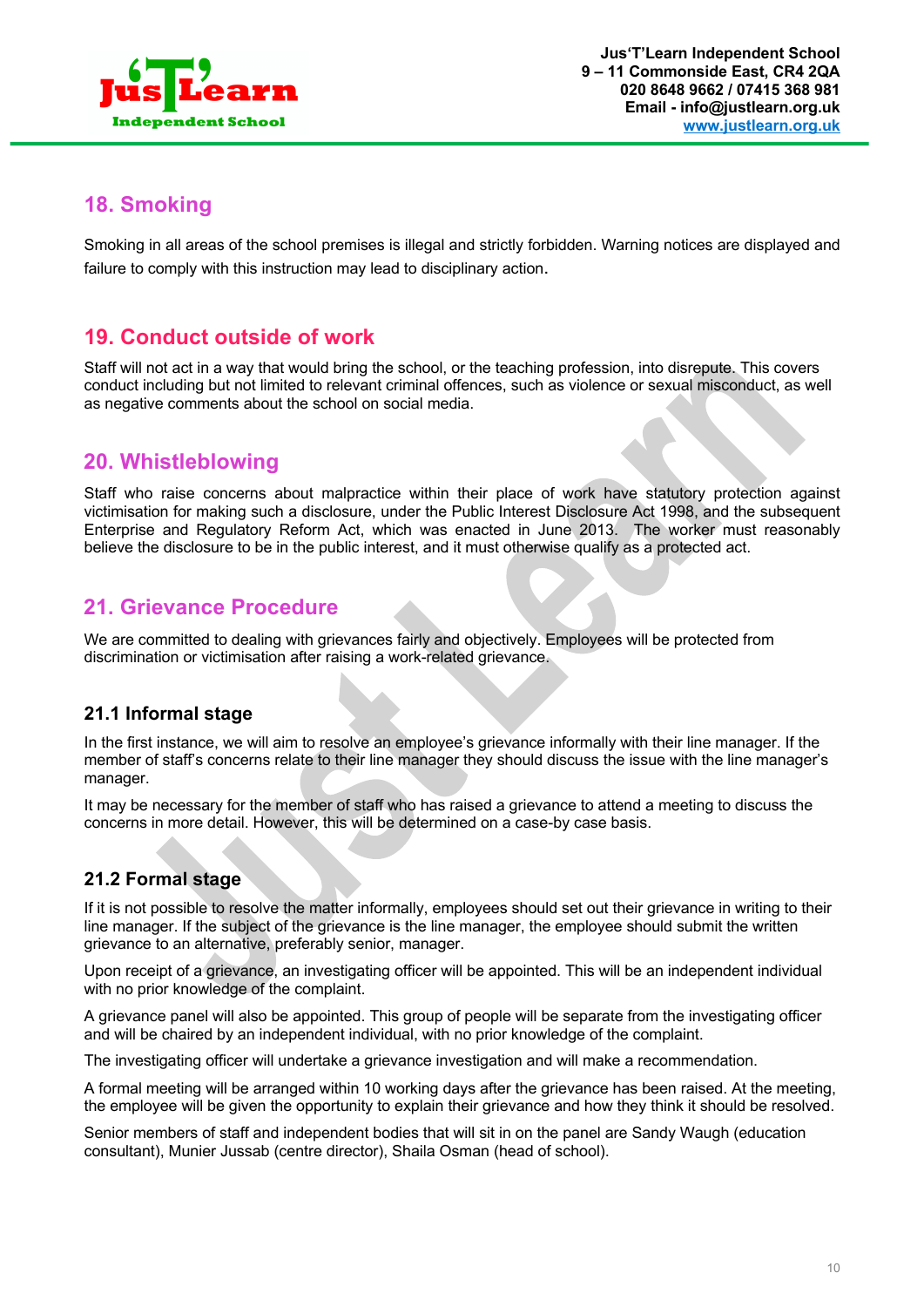## 18. Smoking

Smoking in all areas of the school premises is illegal and strictly forbidden. Warning notices are displayed and failure to comply with this instruction may lead to disciplinary action.

## 19. Conduct outside of work

Staff will not act in a way that would bring the school, or the teaching profession, into disrepute. This covers conduct including but not limited to relevant criminal offences, such as violence or sexual misconduct, as well as negative comments about the school on social media.

## 20. Whistleblowing

Staff who raise concerns about malpractice within their place of work have statutory protection against victimisation for making such a disclosure, under the Public Interest Disclosure Act 1998, and the subsequent Enterprise and Regulatory Reform Act, which was enacted in June 2013. The worker must reasonably believe the disclosure to be in the public interest, and it must otherwise qualify as a protected act.

## 21. Grievance Procedure

We are committed to dealing with grievances fairly and objectively. Employees will be protected from discrimination or victimisation after raising a work-related grievance.

### 21.1 Informal stage

In the first instance, we will aim to resolve an employee's grievance informally with their line manager. If the member of staff's concerns relate to their line manager they should discuss the issue with the line manager's manager.

It may be necessary for the member of staff who has raised a grievance to attend a meeting to discuss the concerns in more detail. However, this will be determined on a case-by case basis.

### 21.2 Formal stage

If it is not possible to resolve the matter informally, employees should set out their grievance in writing to their line manager. If the subject of the grievance is the line manager, the employee should submit the written grievance to an alternative, preferably senior, manager.

Upon receipt of a grievance, an investigating officer will be appointed. This will be an independent individual with no prior knowledge of the complaint.

A grievance panel will also be appointed. This group of people will be separate from the investigating officer and will be chaired by an independent individual, with no prior knowledge of the complaint.

The investigating officer will undertake a grievance investigation and will make a recommendation.

A formal meeting will be arranged within 10 working days after the grievance has been raised. At the meeting, the employee will be given the opportunity to explain their grievance and how they think it should be resolved.

Senior members of staff and independent bodies that will sit in on the panel are Sandy Waugh (education consultant), Munier Jussab (centre director), Shaila Osman (head of school).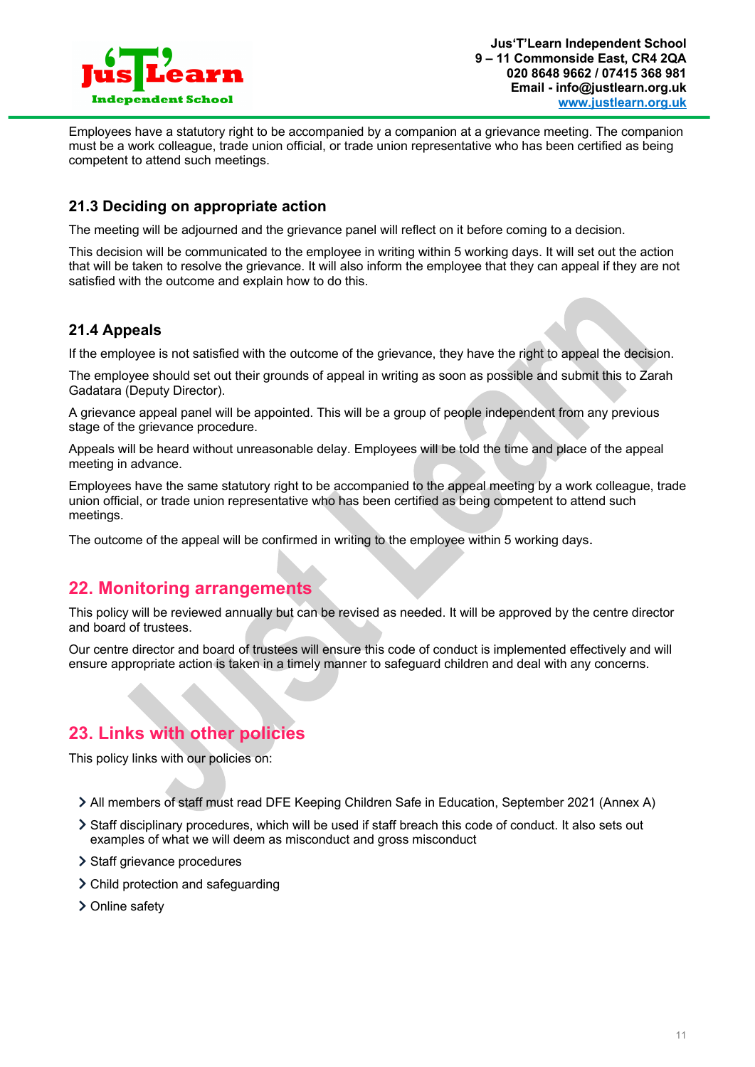Employees have a statutory right to be accompanied by a companion at a grievance meeting. The companion must be a work colleague, trade union official, or trade union representative who has been certified as being competent to attend such meetings.

### 21.3 Deciding on appropriate action

The meeting will be adjourned and the grievance panel will reflect on it before coming to a decision.

This decision will be communicated to the employee in writing within 5 working days. It will set out the action that will be taken to resolve the grievance. It will also inform the employee that they can appeal if they are not satisfied with the outcome and explain how to do this.

### 21.4 Appeals

If the employee is not satisfied with the outcome of the grievance, they have the right to appeal the decision.

The employee should set out their grounds of appeal in writing as soon as possible and submit this to Zarah Gadatara (Deputy Director).

A grievance appeal panel will be appointed. This will be a group of people independent from any previous stage of the grievance procedure.

Appeals will be heard without unreasonable delay. Employees will be told the time and place of the appeal meeting in advance.

Employees have the same statutory right to be accompanied to the appeal meeting by a work colleague, trade union official, or trade union representative who has been certified as being competent to attend such meetings.

The outcome of the appeal will be confirmed in writing to the employee within 5 working days.

## 22. Monitoring arrangements

This policy will be reviewed annually but can be revised as needed. It will be approved by the centre director and board of trustees.

Our centre director and board of trustees will ensure this code of conduct is implemented effectively and will ensure appropriate action is taken in a timely manner to safeguard children and deal with any concerns.

## 23. Links with other policies

This policy links with our policies on:

- All members of staff must read DFE Keeping Children Safe in Education, September 2021 (Annex A)
- Staff disciplinary procedures, which will be used if staff breach this code of conduct. It also sets out examples of what we will deem as misconduct and gross misconduct
- Staff grievance procedures
- Child protection and safeguarding
- Online safety